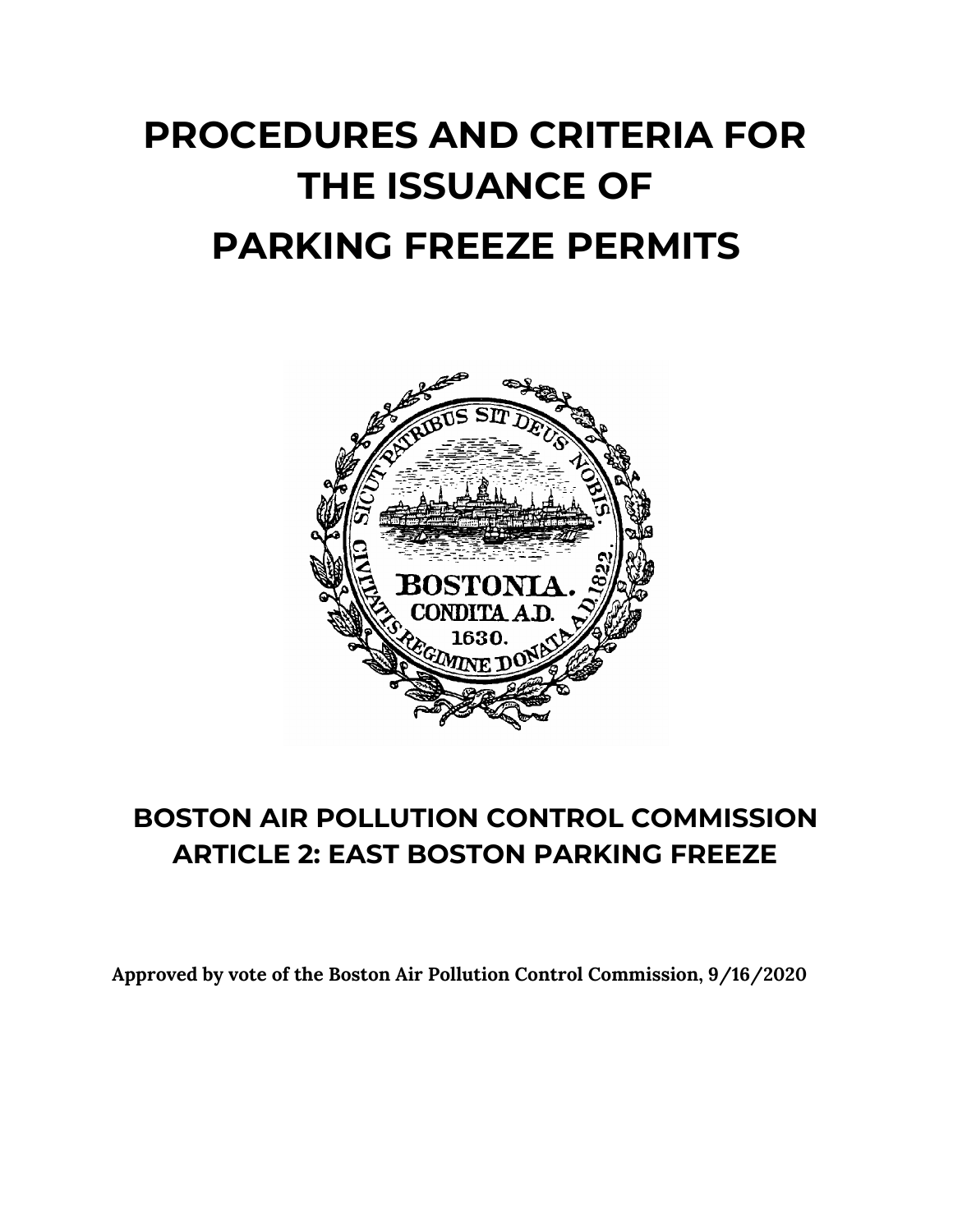# PROCEDURES AND CRITERIA FOR THE ISSUANCE OF PARKING FREEZE PERMITS

## BOSTON AIR POLLUTION CONTROL COMMISSION
## ARTICLE 2: EAST BOSTON PARKING FREEZE

**Approved by vote of the Boston Air Pollution Control Commission, 9/16/2020**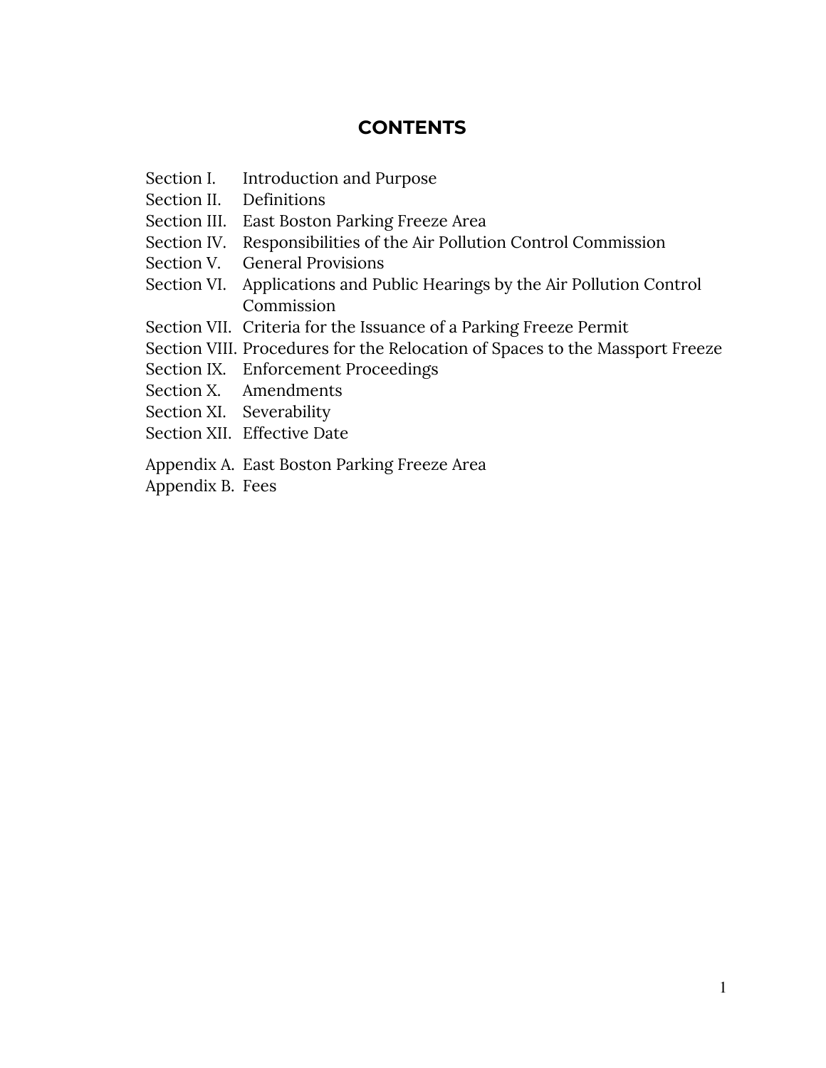## CONTENTS

| | |
|---|---|
| Section I. | Introduction and Purpose |
| Section II. | Definitions |
| Section III. | East Boston Parking Freeze Area |
| Section IV. | Responsibilities of the Air Pollution Control Commission |
| Section V. | General Provisions |
| Section VI. | Applications and Public Hearings by the Air Pollution Control Commission |
| Section VII. | Criteria for the Issuance of a Parking Freeze Permit |
| Section VIII. | Procedures for the Relocation of Spaces to the Massport Freeze |
| Section IX. | Enforcement Proceedings |
| Section X. | Amendments |
| Section XI. | Severability |
| Section XII. | Effective Date |
| Appendix A. | East Boston Parking Freeze Area |
| Appendix B. | Fees |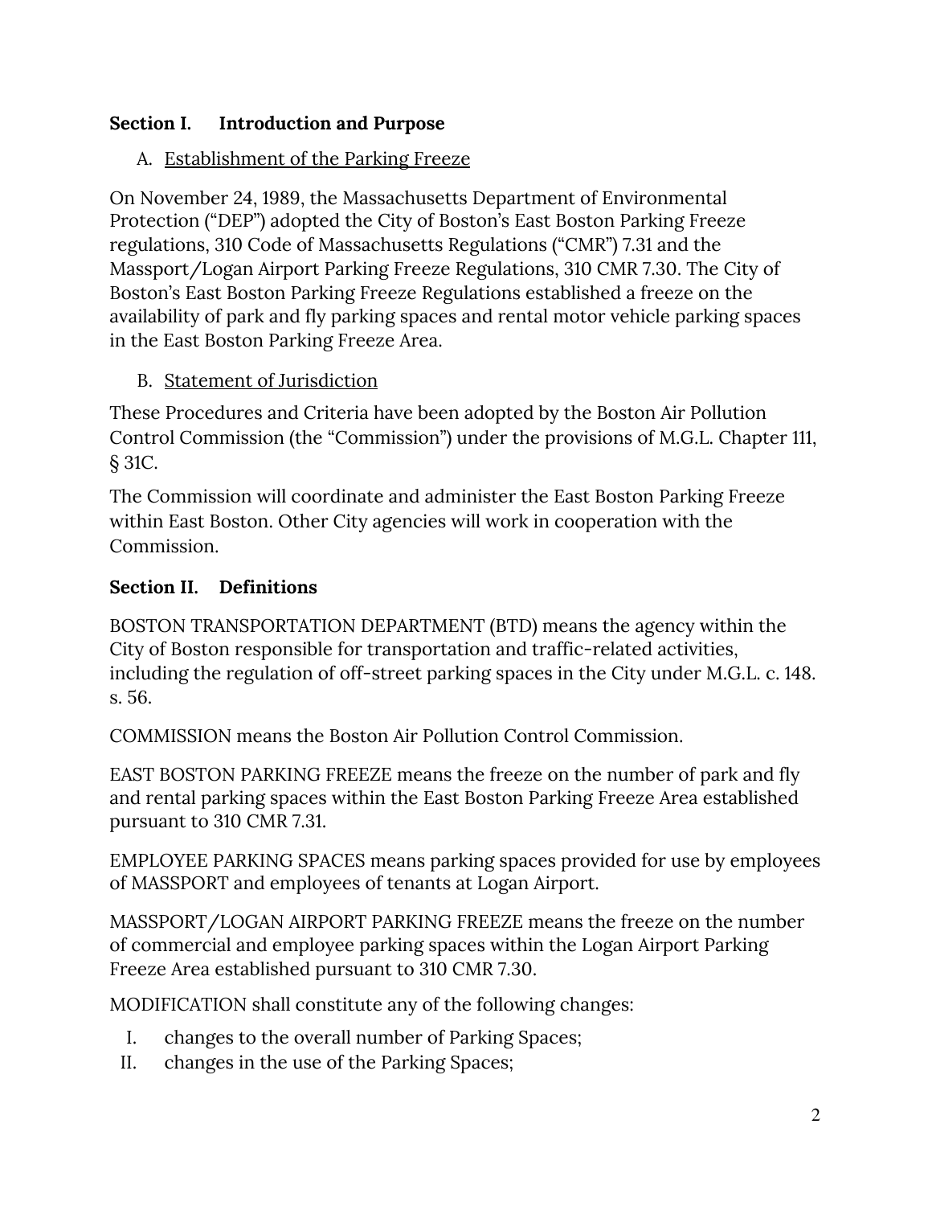## Section I. Introduction and Purpose

A. <u>Establishment of the Parking Freeze</u>

On November 24, 1989, the Massachusetts Department of Environmental Protection ("DEP") adopted the City of Boston's East Boston Parking Freeze regulations, 310 Code of Massachusetts Regulations ("CMR") 7.31 and the Massport/Logan Airport Parking Freeze Regulations, 310 CMR 7.30. The City of Boston's East Boston Parking Freeze Regulations established a freeze on the availability of park and fly parking spaces and rental motor vehicle parking spaces in the East Boston Parking Freeze Area.

B. <u>Statement of Jurisdiction</u>

These Procedures and Criteria have been adopted by the Boston Air Pollution Control Commission (the "Commission") under the provisions of M.G.L. Chapter 111, § 31C.

The Commission will coordinate and administer the East Boston Parking Freeze within East Boston. Other City agencies will work in cooperation with the Commission.

## Section II. Definitions

BOSTON TRANSPORTATION DEPARTMENT (BTD) means the agency within the City of Boston responsible for transportation and traffic-related activities, including the regulation of off-street parking spaces in the City under M.G.L. c. 148. s. 56.

COMMISSION means the Boston Air Pollution Control Commission.

EAST BOSTON PARKING FREEZE means the freeze on the number of park and fly and rental parking spaces within the East Boston Parking Freeze Area established pursuant to 310 CMR 7.31.

EMPLOYEE PARKING SPACES means parking spaces provided for use by employees of MASSPORT and employees of tenants at Logan Airport.

MASSPORT/LOGAN AIRPORT PARKING FREEZE means the freeze on the number of commercial and employee parking spaces within the Logan Airport Parking Freeze Area established pursuant to 310 CMR 7.30.

MODIFICATION shall constitute any of the following changes:

I. changes to the overall number of Parking Spaces;
II. changes in the use of the Parking Spaces;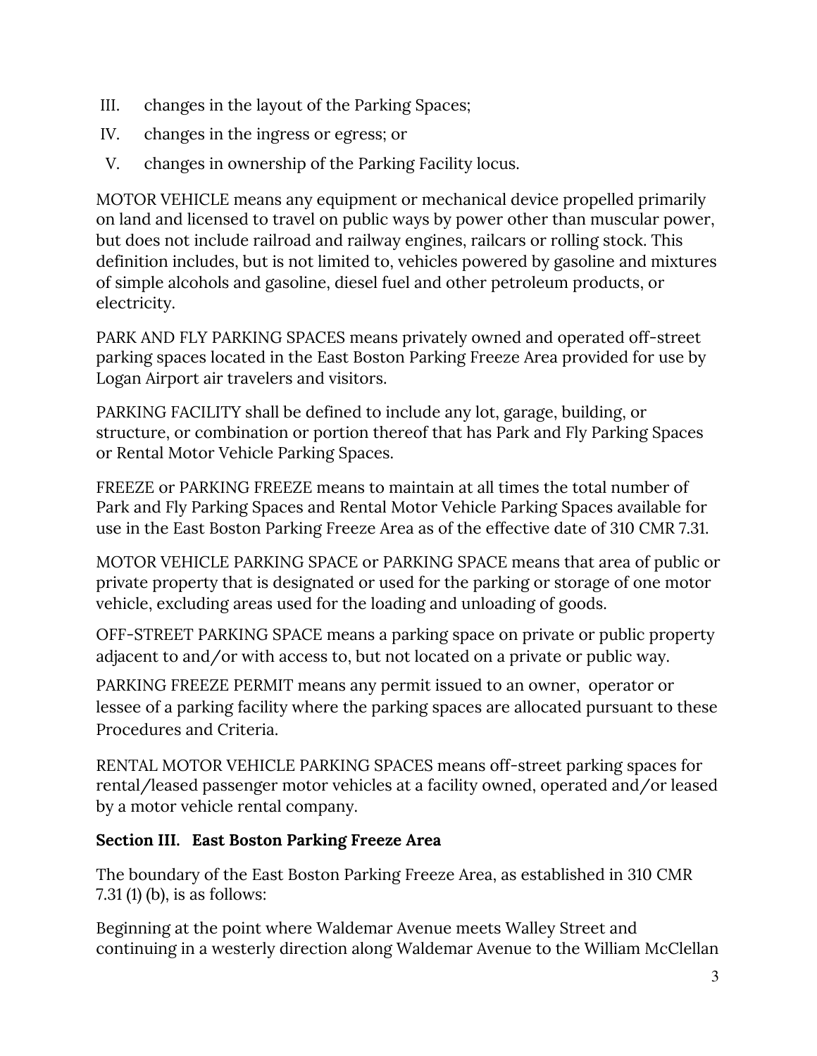III. changes in the layout of the Parking Spaces;

IV. changes in the ingress or egress; or

V. changes in ownership of the Parking Facility locus.

MOTOR VEHICLE means any equipment or mechanical device propelled primarily on land and licensed to travel on public ways by power other than muscular power, but does not include railroad and railway engines, railcars or rolling stock. This definition includes, but is not limited to, vehicles powered by gasoline and mixtures of simple alcohols and gasoline, diesel fuel and other petroleum products, or electricity.

PARK AND FLY PARKING SPACES means privately owned and operated off-street parking spaces located in the East Boston Parking Freeze Area provided for use by Logan Airport air travelers and visitors.

PARKING FACILITY shall be defined to include any lot, garage, building, or structure, or combination or portion thereof that has Park and Fly Parking Spaces or Rental Motor Vehicle Parking Spaces.

FREEZE or PARKING FREEZE means to maintain at all times the total number of Park and Fly Parking Spaces and Rental Motor Vehicle Parking Spaces available for use in the East Boston Parking Freeze Area as of the effective date of 310 CMR 7.31.

MOTOR VEHICLE PARKING SPACE or PARKING SPACE means that area of public or private property that is designated or used for the parking or storage of one motor vehicle, excluding areas used for the loading and unloading of goods.

OFF-STREET PARKING SPACE means a parking space on private or public property adjacent to and/or with access to, but not located on a private or public way.

PARKING FREEZE PERMIT means any permit issued to an owner, operator or lessee of a parking facility where the parking spaces are allocated pursuant to these Procedures and Criteria.

RENTAL MOTOR VEHICLE PARKING SPACES means off-street parking spaces for rental/leased passenger motor vehicles at a facility owned, operated and/or leased by a motor vehicle rental company.

### Section III. East Boston Parking Freeze Area

The boundary of the East Boston Parking Freeze Area, as established in 310 CMR 7.31 (1) (b), is as follows:

Beginning at the point where Waldemar Avenue meets Walley Street and continuing in a westerly direction along Waldemar Avenue to the William McClellan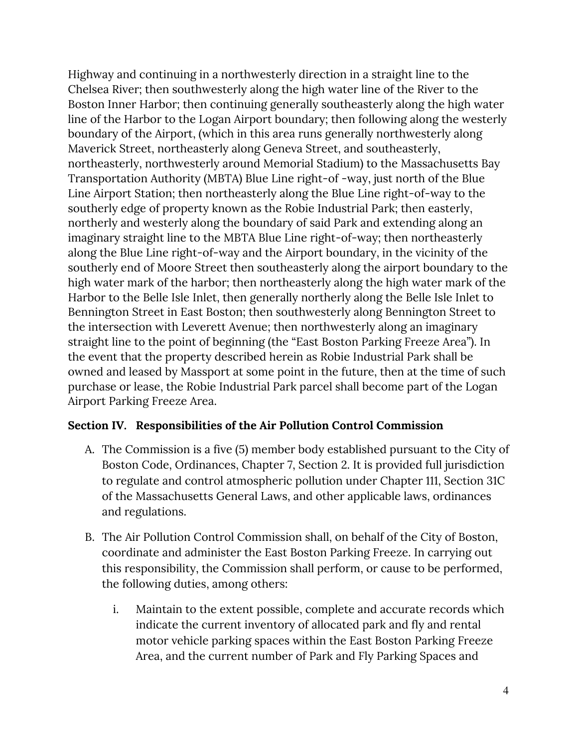Highway and continuing in a northwesterly direction in a straight line to the Chelsea River; then southwesterly along the high water line of the River to the Boston Inner Harbor; then continuing generally southeasterly along the high water line of the Harbor to the Logan Airport boundary; then following along the westerly boundary of the Airport, (which in this area runs generally northwesterly along Maverick Street, northeasterly along Geneva Street, and southeasterly, northeasterly, northwesterly around Memorial Stadium) to the Massachusetts Bay Transportation Authority (MBTA) Blue Line right-of -way, just north of the Blue Line Airport Station; then northeasterly along the Blue Line right-of-way to the southerly edge of property known as the Robie Industrial Park; then easterly, northerly and westerly along the boundary of said Park and extending along an imaginary straight line to the MBTA Blue Line right-of-way; then northeasterly along the Blue Line right-of-way and the Airport boundary, in the vicinity of the southerly end of Moore Street then southeasterly along the airport boundary to the high water mark of the harbor; then northeasterly along the high water mark of the Harbor to the Belle Isle Inlet, then generally northerly along the Belle Isle Inlet to Bennington Street in East Boston; then southwesterly along Bennington Street to the intersection with Leverett Avenue; then northwesterly along an imaginary straight line to the point of beginning (the "East Boston Parking Freeze Area"). In the event that the property described herein as Robie Industrial Park shall be owned and leased by Massport at some point in the future, then at the time of such purchase or lease, the Robie Industrial Park parcel shall become part of the Logan Airport Parking Freeze Area.

**Section IV. Responsibilities of the Air Pollution Control Commission**

A. The Commission is a five (5) member body established pursuant to the City of Boston Code, Ordinances, Chapter 7, Section 2. It is provided full jurisdiction to regulate and control atmospheric pollution under Chapter 111, Section 31C of the Massachusetts General Laws, and other applicable laws, ordinances and regulations.

B. The Air Pollution Control Commission shall, on behalf of the City of Boston, coordinate and administer the East Boston Parking Freeze. In carrying out this responsibility, the Commission shall perform, or cause to be performed, the following duties, among others:

   i. Maintain to the extent possible, complete and accurate records which indicate the current inventory of allocated park and fly and rental motor vehicle parking spaces within the East Boston Parking Freeze Area, and the current number of Park and Fly Parking Spaces and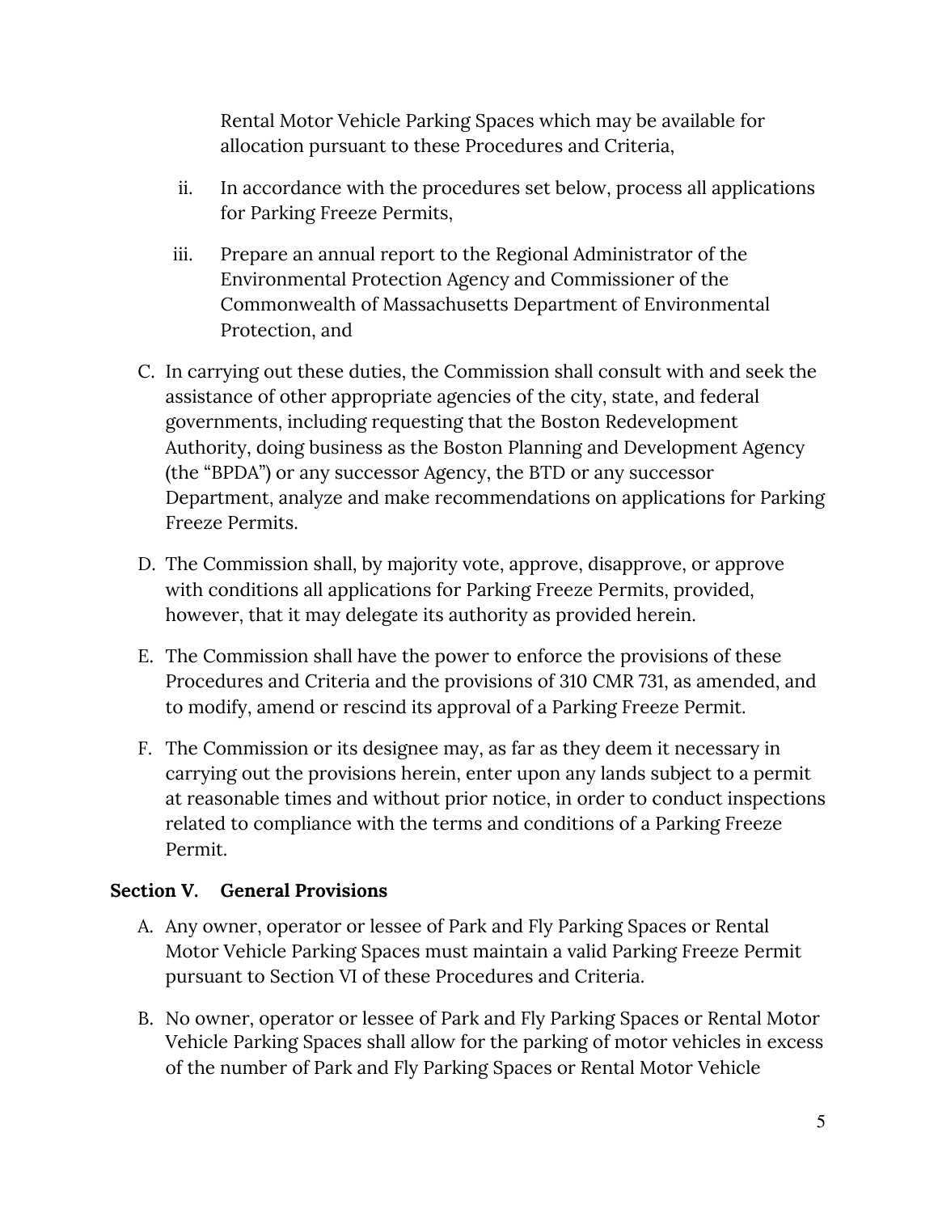Rental Motor Vehicle Parking Spaces which may be available for allocation pursuant to these Procedures and Criteria,

ii. In accordance with the procedures set below, process all applications for Parking Freeze Permits,

iii. Prepare an annual report to the Regional Administrator of the Environmental Protection Agency and Commissioner of the Commonwealth of Massachusetts Department of Environmental Protection, and

C. In carrying out these duties, the Commission shall consult with and seek the assistance of other appropriate agencies of the city, state, and federal governments, including requesting that the Boston Redevelopment Authority, doing business as the Boston Planning and Development Agency (the "BPDA") or any successor Agency, the BTD or any successor Department, analyze and make recommendations on applications for Parking Freeze Permits.

D. The Commission shall, by majority vote, approve, disapprove, or approve with conditions all applications for Parking Freeze Permits, provided, however, that it may delegate its authority as provided herein.

E. The Commission shall have the power to enforce the provisions of these Procedures and Criteria and the provisions of 310 CMR 731, as amended, and to modify, amend or rescind its approval of a Parking Freeze Permit.

F. The Commission or its designee may, as far as they deem it necessary in carrying out the provisions herein, enter upon any lands subject to a permit at reasonable times and without prior notice, in order to conduct inspections related to compliance with the terms and conditions of a Parking Freeze Permit.

**Section V. General Provisions**

A. Any owner, operator or lessee of Park and Fly Parking Spaces or Rental Motor Vehicle Parking Spaces must maintain a valid Parking Freeze Permit pursuant to Section VI of these Procedures and Criteria.

B. No owner, operator or lessee of Park and Fly Parking Spaces or Rental Motor Vehicle Parking Spaces shall allow for the parking of motor vehicles in excess of the number of Park and Fly Parking Spaces or Rental Motor Vehicle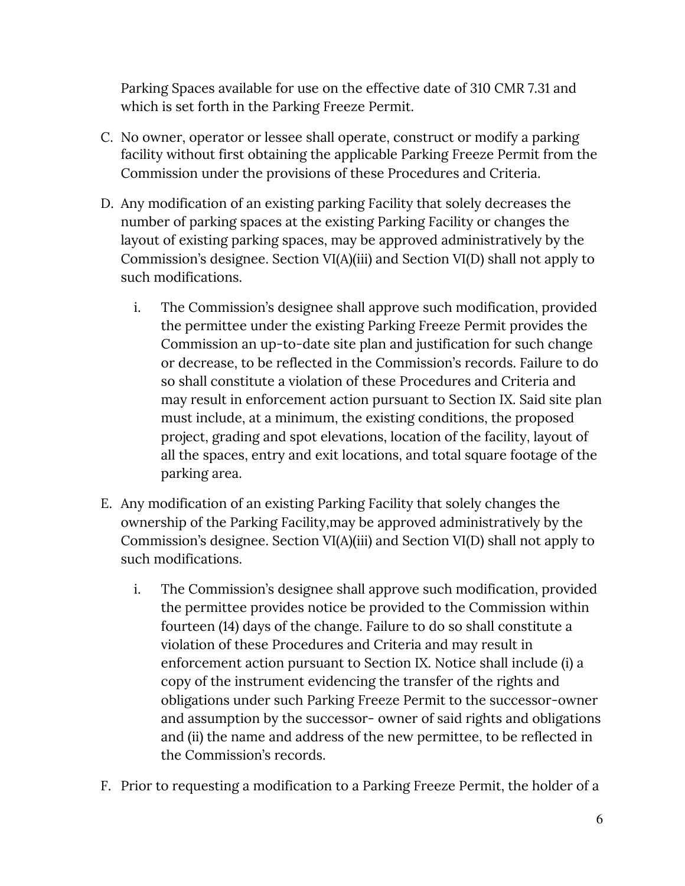Parking Spaces available for use on the effective date of 310 CMR 7.31 and which is set forth in the Parking Freeze Permit.

C. No owner, operator or lessee shall operate, construct or modify a parking facility without first obtaining the applicable Parking Freeze Permit from the Commission under the provisions of these Procedures and Criteria.

D. Any modification of an existing parking Facility that solely decreases the number of parking spaces at the existing Parking Facility or changes the layout of existing parking spaces, may be approved administratively by the Commission's designee. Section VI(A)(iii) and Section VI(D) shall not apply to such modifications.

   i. The Commission's designee shall approve such modification, provided the permittee under the existing Parking Freeze Permit provides the Commission an up-to-date site plan and justification for such change or decrease, to be reflected in the Commission's records. Failure to do so shall constitute a violation of these Procedures and Criteria and may result in enforcement action pursuant to Section IX. Said site plan must include, at a minimum, the existing conditions, the proposed project, grading and spot elevations, location of the facility, layout of all the spaces, entry and exit locations, and total square footage of the parking area.

E. Any modification of an existing Parking Facility that solely changes the ownership of the Parking Facility,may be approved administratively by the Commission's designee. Section VI(A)(iii) and Section VI(D) shall not apply to such modifications.

   i. The Commission's designee shall approve such modification, provided the permittee provides notice be provided to the Commission within fourteen (14) days of the change. Failure to do so shall constitute a violation of these Procedures and Criteria and may result in enforcement action pursuant to Section IX. Notice shall include (i) a copy of the instrument evidencing the transfer of the rights and obligations under such Parking Freeze Permit to the successor-owner and assumption by the successor- owner of said rights and obligations and (ii) the name and address of the new permittee, to be reflected in the Commission's records.

F. Prior to requesting a modification to a Parking Freeze Permit, the holder of a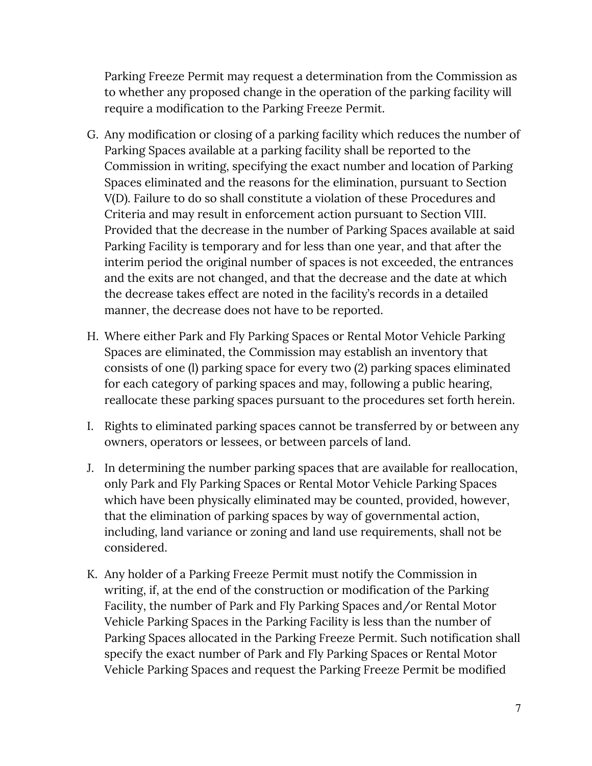Parking Freeze Permit may request a determination from the Commission as to whether any proposed change in the operation of the parking facility will require a modification to the Parking Freeze Permit.

G. Any modification or closing of a parking facility which reduces the number of Parking Spaces available at a parking facility shall be reported to the Commission in writing, specifying the exact number and location of Parking Spaces eliminated and the reasons for the elimination, pursuant to Section V(D). Failure to do so shall constitute a violation of these Procedures and Criteria and may result in enforcement action pursuant to Section VIII. Provided that the decrease in the number of Parking Spaces available at said Parking Facility is temporary and for less than one year, and that after the interim period the original number of spaces is not exceeded, the entrances and the exits are not changed, and that the decrease and the date at which the decrease takes effect are noted in the facility's records in a detailed manner, the decrease does not have to be reported.

H. Where either Park and Fly Parking Spaces or Rental Motor Vehicle Parking Spaces are eliminated, the Commission may establish an inventory that consists of one (l) parking space for every two (2) parking spaces eliminated for each category of parking spaces and may, following a public hearing, reallocate these parking spaces pursuant to the procedures set forth herein.

I. Rights to eliminated parking spaces cannot be transferred by or between any owners, operators or lessees, or between parcels of land.

J. In determining the number parking spaces that are available for reallocation, only Park and Fly Parking Spaces or Rental Motor Vehicle Parking Spaces which have been physically eliminated may be counted, provided, however, that the elimination of parking spaces by way of governmental action, including, land variance or zoning and land use requirements, shall not be considered.

K. Any holder of a Parking Freeze Permit must notify the Commission in writing, if, at the end of the construction or modification of the Parking Facility, the number of Park and Fly Parking Spaces and/or Rental Motor Vehicle Parking Spaces in the Parking Facility is less than the number of Parking Spaces allocated in the Parking Freeze Permit. Such notification shall specify the exact number of Park and Fly Parking Spaces or Rental Motor Vehicle Parking Spaces and request the Parking Freeze Permit be modified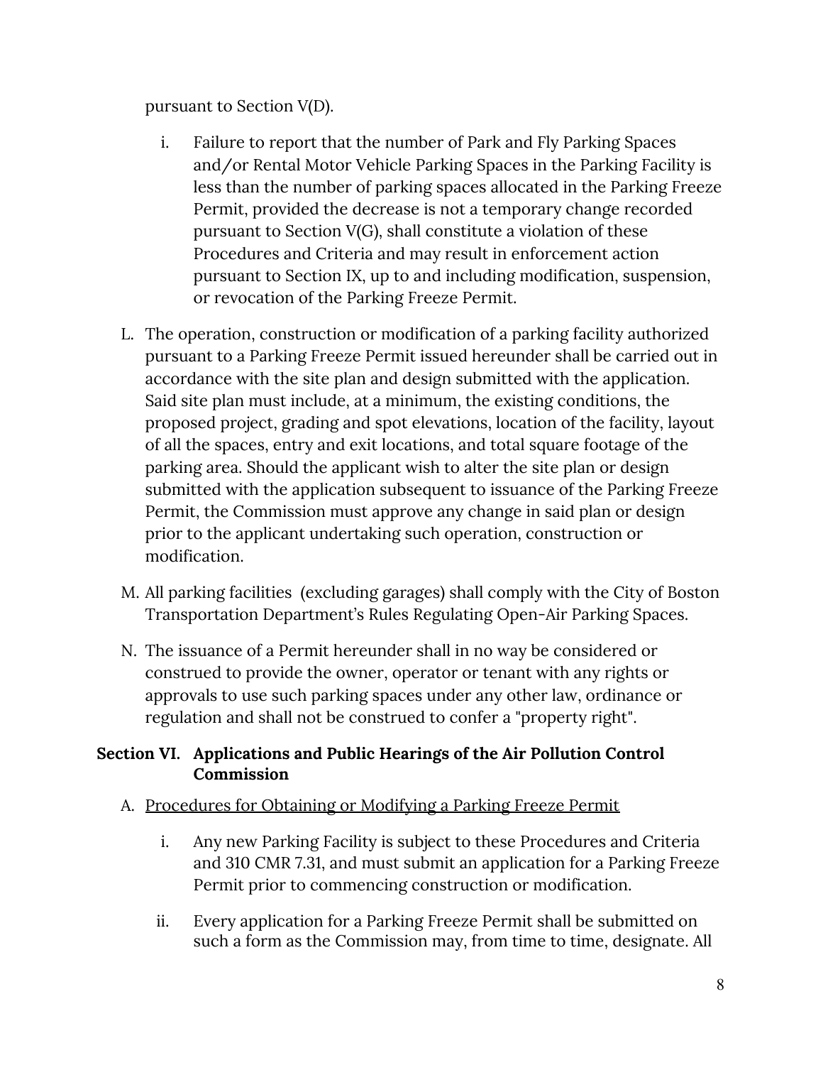pursuant to Section V(D).

i. Failure to report that the number of Park and Fly Parking Spaces and/or Rental Motor Vehicle Parking Spaces in the Parking Facility is less than the number of parking spaces allocated in the Parking Freeze Permit, provided the decrease is not a temporary change recorded pursuant to Section V(G), shall constitute a violation of these Procedures and Criteria and may result in enforcement action pursuant to Section IX, up to and including modification, suspension, or revocation of the Parking Freeze Permit.

L. The operation, construction or modification of a parking facility authorized pursuant to a Parking Freeze Permit issued hereunder shall be carried out in accordance with the site plan and design submitted with the application. Said site plan must include, at a minimum, the existing conditions, the proposed project, grading and spot elevations, location of the facility, layout of all the spaces, entry and exit locations, and total square footage of the parking area. Should the applicant wish to alter the site plan or design submitted with the application subsequent to issuance of the Parking Freeze Permit, the Commission must approve any change in said plan or design prior to the applicant undertaking such operation, construction or modification.

M. All parking facilities (excluding garages) shall comply with the City of Boston Transportation Department's Rules Regulating Open-Air Parking Spaces.

N. The issuance of a Permit hereunder shall in no way be considered or construed to provide the owner, operator or tenant with any rights or approvals to use such parking spaces under any other law, ordinance or regulation and shall not be construed to confer a "property right".

## Section VI. Applications and Public Hearings of the Air Pollution Control Commission

A. <u>Procedures for Obtaining or Modifying a Parking Freeze Permit</u>

i. Any new Parking Facility is subject to these Procedures and Criteria and 310 CMR 7.31, and must submit an application for a Parking Freeze Permit prior to commencing construction or modification.

ii. Every application for a Parking Freeze Permit shall be submitted on such a form as the Commission may, from time to time, designate. All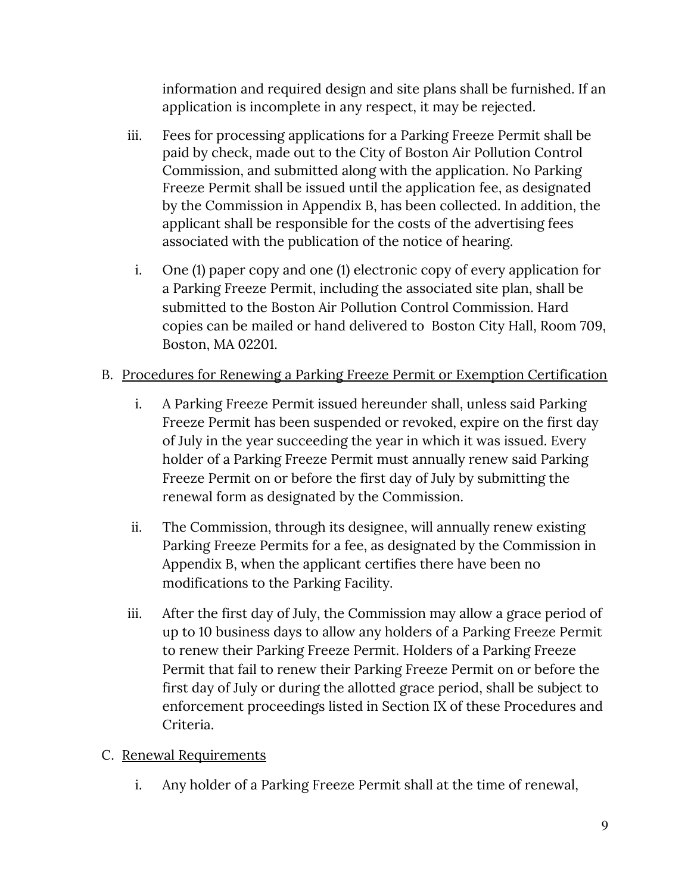information and required design and site plans shall be furnished. If an application is incomplete in any respect, it may be rejected.

iii. Fees for processing applications for a Parking Freeze Permit shall be paid by check, made out to the City of Boston Air Pollution Control Commission, and submitted along with the application. No Parking Freeze Permit shall be issued until the application fee, as designated by the Commission in Appendix B, has been collected. In addition, the applicant shall be responsible for the costs of the advertising fees associated with the publication of the notice of hearing.

i. One (1) paper copy and one (1) electronic copy of every application for a Parking Freeze Permit, including the associated site plan, shall be submitted to the Boston Air Pollution Control Commission. Hard copies can be mailed or hand delivered to Boston City Hall, Room 709, Boston, MA 02201.

B. <u>Procedures for Renewing a Parking Freeze Permit or Exemption Certification</u>

i. A Parking Freeze Permit issued hereunder shall, unless said Parking Freeze Permit has been suspended or revoked, expire on the first day of July in the year succeeding the year in which it was issued. Every holder of a Parking Freeze Permit must annually renew said Parking Freeze Permit on or before the first day of July by submitting the renewal form as designated by the Commission.

ii. The Commission, through its designee, will annually renew existing Parking Freeze Permits for a fee, as designated by the Commission in Appendix B, when the applicant certifies there have been no modifications to the Parking Facility.

iii. After the first day of July, the Commission may allow a grace period of up to 10 business days to allow any holders of a Parking Freeze Permit to renew their Parking Freeze Permit. Holders of a Parking Freeze Permit that fail to renew their Parking Freeze Permit on or before the first day of July or during the allotted grace period, shall be subject to enforcement proceedings listed in Section IX of these Procedures and Criteria.

C. <u>Renewal Requirements</u>

i. Any holder of a Parking Freeze Permit shall at the time of renewal,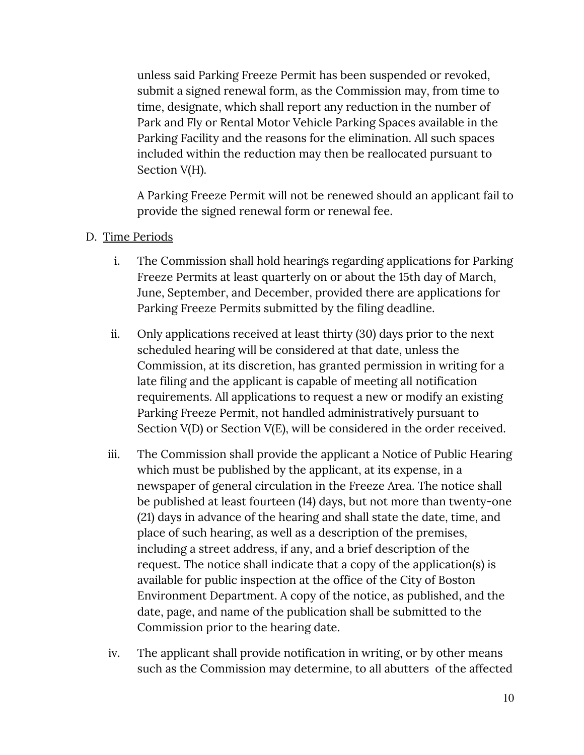unless said Parking Freeze Permit has been suspended or revoked, submit a signed renewal form, as the Commission may, from time to time, designate, which shall report any reduction in the number of Park and Fly or Rental Motor Vehicle Parking Spaces available in the Parking Facility and the reasons for the elimination. All such spaces included within the reduction may then be reallocated pursuant to Section V(H).

A Parking Freeze Permit will not be renewed should an applicant fail to provide the signed renewal form or renewal fee.

D. Time Periods

i. The Commission shall hold hearings regarding applications for Parking Freeze Permits at least quarterly on or about the 15th day of March, June, September, and December, provided there are applications for Parking Freeze Permits submitted by the filing deadline.

ii. Only applications received at least thirty (30) days prior to the next scheduled hearing will be considered at that date, unless the Commission, at its discretion, has granted permission in writing for a late filing and the applicant is capable of meeting all notification requirements. All applications to request a new or modify an existing Parking Freeze Permit, not handled administratively pursuant to Section V(D) or Section V(E), will be considered in the order received.

iii. The Commission shall provide the applicant a Notice of Public Hearing which must be published by the applicant, at its expense, in a newspaper of general circulation in the Freeze Area. The notice shall be published at least fourteen (14) days, but not more than twenty-one (21) days in advance of the hearing and shall state the date, time, and place of such hearing, as well as a description of the premises, including a street address, if any, and a brief description of the request. The notice shall indicate that a copy of the application(s) is available for public inspection at the office of the City of Boston Environment Department. A copy of the notice, as published, and the date, page, and name of the publication shall be submitted to the Commission prior to the hearing date.

iv. The applicant shall provide notification in writing, or by other means such as the Commission may determine, to all abutters of the affected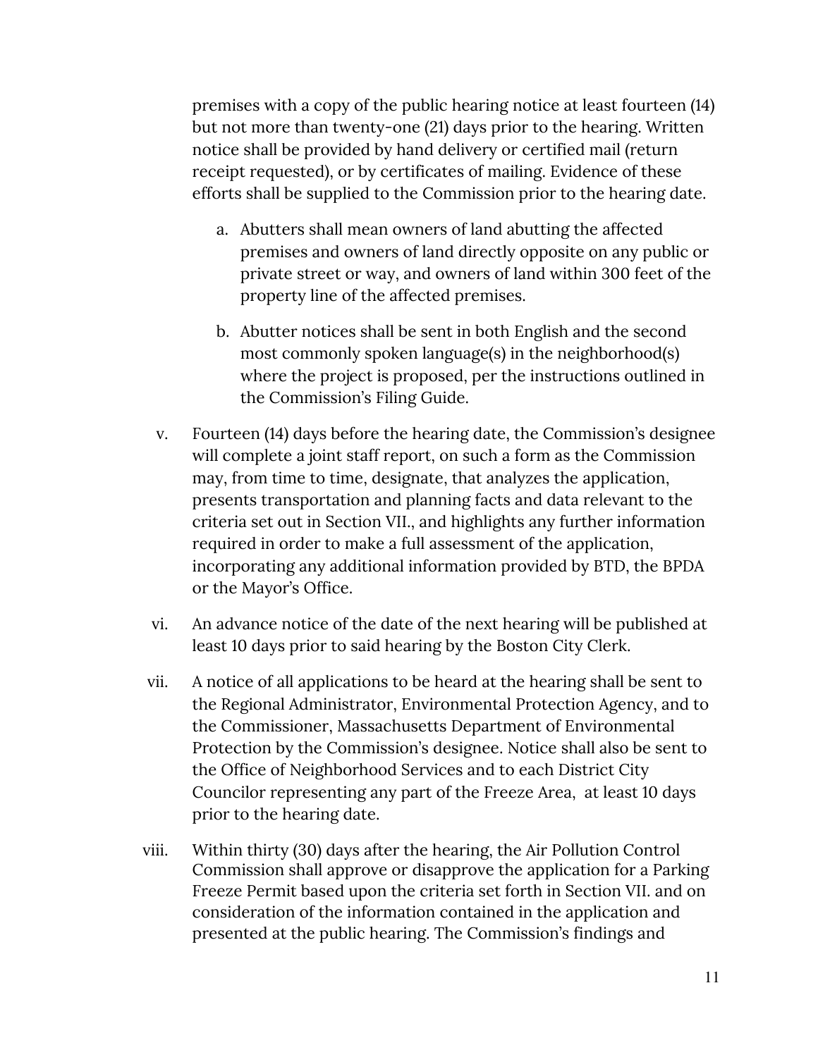premises with a copy of the public hearing notice at least fourteen (14) but not more than twenty-one (21) days prior to the hearing. Written notice shall be provided by hand delivery or certified mail (return receipt requested), or by certificates of mailing. Evidence of these efforts shall be supplied to the Commission prior to the hearing date.

   a. Abutters shall mean owners of land abutting the affected premises and owners of land directly opposite on any public or private street or way, and owners of land within 300 feet of the property line of the affected premises.

   b. Abutter notices shall be sent in both English and the second most commonly spoken language(s) in the neighborhood(s) where the project is proposed, per the instructions outlined in the Commission's Filing Guide.

v. Fourteen (14) days before the hearing date, the Commission's designee will complete a joint staff report, on such a form as the Commission may, from time to time, designate, that analyzes the application, presents transportation and planning facts and data relevant to the criteria set out in Section VII., and highlights any further information required in order to make a full assessment of the application, incorporating any additional information provided by BTD, the BPDA or the Mayor's Office.

vi. An advance notice of the date of the next hearing will be published at least 10 days prior to said hearing by the Boston City Clerk.

vii. A notice of all applications to be heard at the hearing shall be sent to the Regional Administrator, Environmental Protection Agency, and to the Commissioner, Massachusetts Department of Environmental Protection by the Commission's designee. Notice shall also be sent to the Office of Neighborhood Services and to each District City Councilor representing any part of the Freeze Area, at least 10 days prior to the hearing date.

viii. Within thirty (30) days after the hearing, the Air Pollution Control Commission shall approve or disapprove the application for a Parking Freeze Permit based upon the criteria set forth in Section VII. and on consideration of the information contained in the application and presented at the public hearing. The Commission's findings and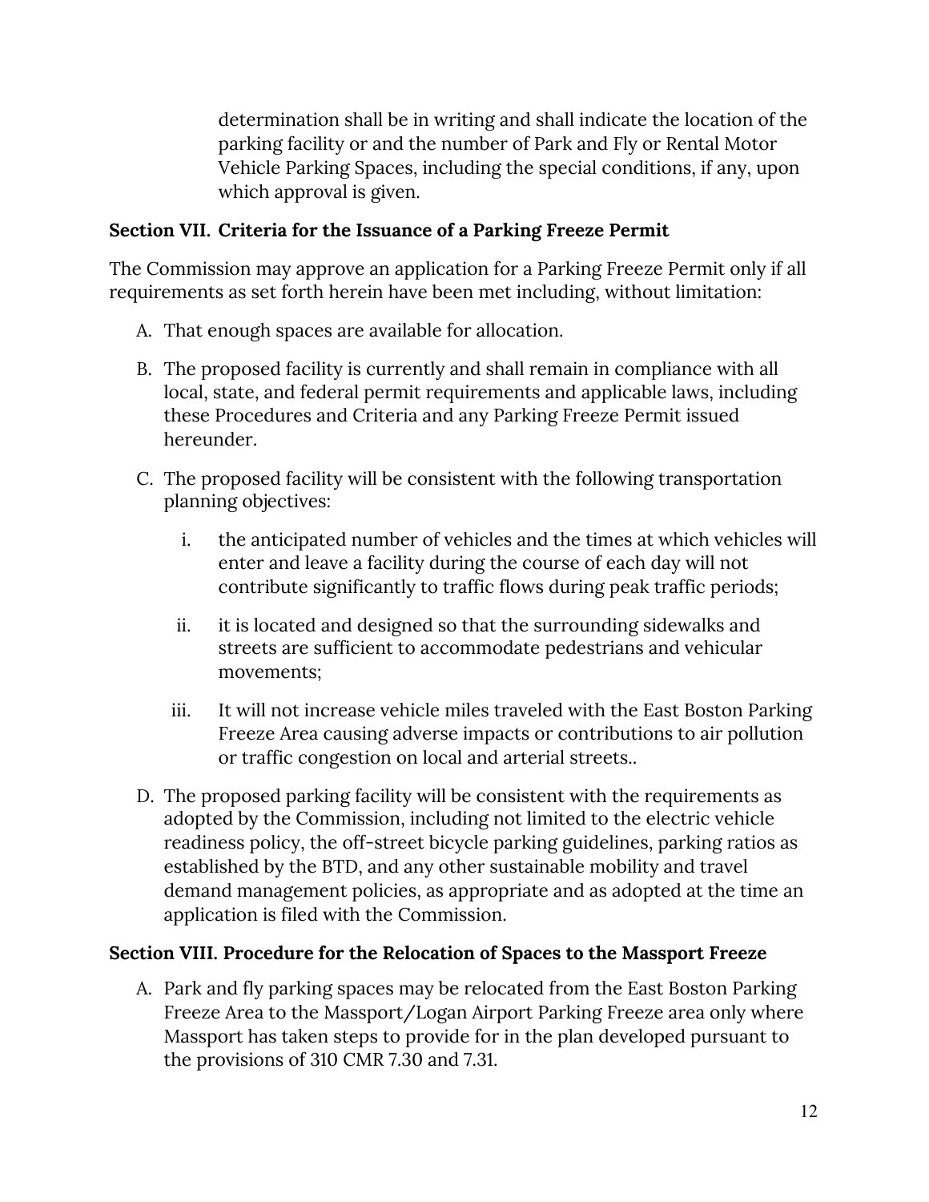determination shall be in writing and shall indicate the location of the parking facility or and the number of Park and Fly or Rental Motor Vehicle Parking Spaces, including the special conditions, if any, upon which approval is given.

**Section VII. Criteria for the Issuance of a Parking Freeze Permit**

The Commission may approve an application for a Parking Freeze Permit only if all requirements as set forth herein have been met including, without limitation:

A. That enough spaces are available for allocation.

B. The proposed facility is currently and shall remain in compliance with all local, state, and federal permit requirements and applicable laws, including these Procedures and Criteria and any Parking Freeze Permit issued hereunder.

C. The proposed facility will be consistent with the following transportation planning objectives:

   i. the anticipated number of vehicles and the times at which vehicles will enter and leave a facility during the course of each day will not contribute significantly to traffic flows during peak traffic periods;

   ii. it is located and designed so that the surrounding sidewalks and streets are sufficient to accommodate pedestrians and vehicular movements;

   iii. It will not increase vehicle miles traveled with the East Boston Parking Freeze Area causing adverse impacts or contributions to air pollution or traffic congestion on local and arterial streets..

D. The proposed parking facility will be consistent with the requirements as adopted by the Commission, including not limited to the electric vehicle readiness policy, the off-street bicycle parking guidelines, parking ratios as established by the BTD, and any other sustainable mobility and travel demand management policies, as appropriate and as adopted at the time an application is filed with the Commission.

**Section VIII. Procedure for the Relocation of Spaces to the Massport Freeze**

A. Park and fly parking spaces may be relocated from the East Boston Parking Freeze Area to the Massport/Logan Airport Parking Freeze area only where Massport has taken steps to provide for in the plan developed pursuant to the provisions of 310 CMR 7.30 and 7.31.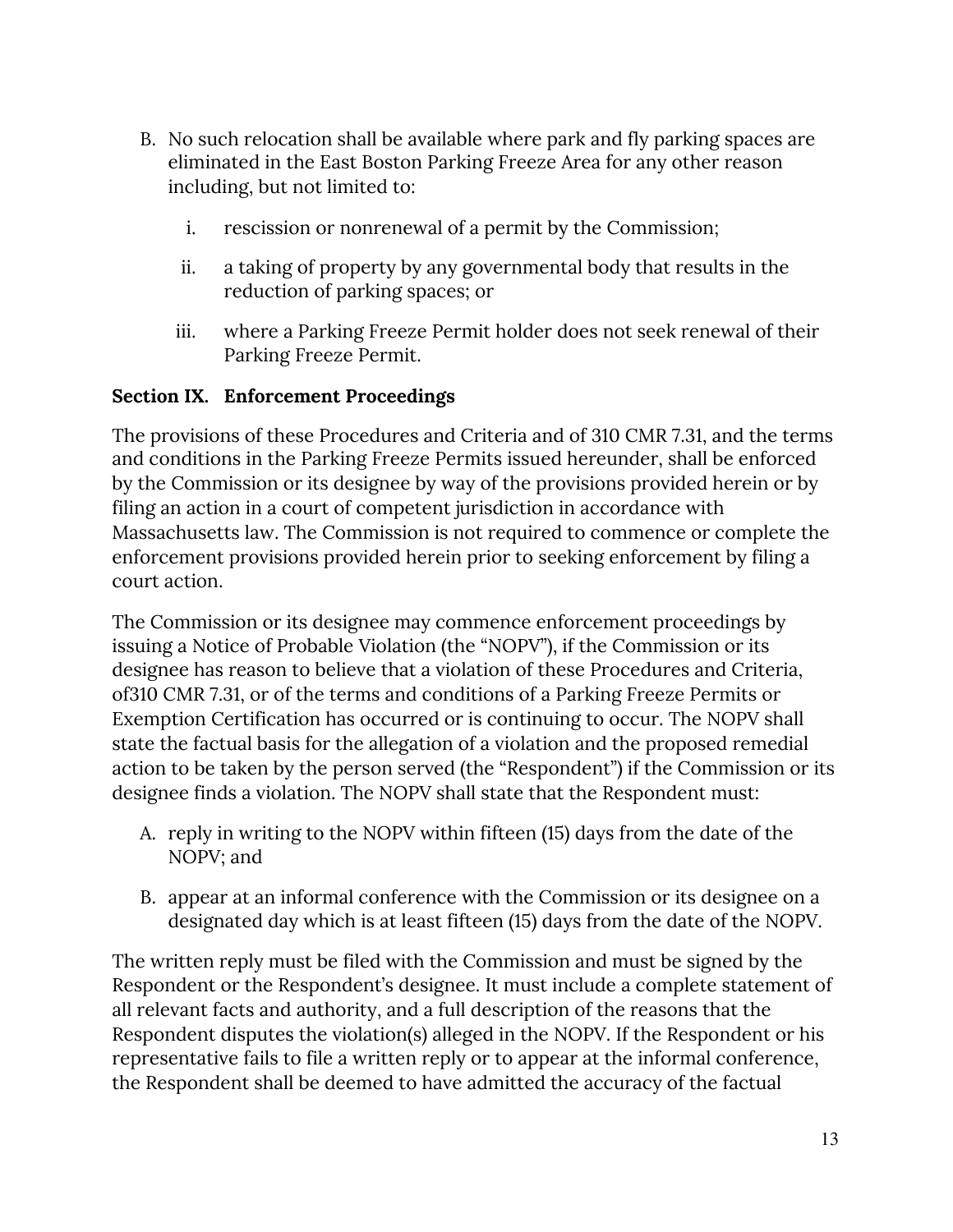B. No such relocation shall be available where park and fly parking spaces are eliminated in the East Boston Parking Freeze Area for any other reason including, but not limited to:

   i. rescission or nonrenewal of a permit by the Commission;

   ii. a taking of property by any governmental body that results in the reduction of parking spaces; or

   iii. where a Parking Freeze Permit holder does not seek renewal of their Parking Freeze Permit.

**Section IX. Enforcement Proceedings**

The provisions of these Procedures and Criteria and of 310 CMR 7.31, and the terms and conditions in the Parking Freeze Permits issued hereunder, shall be enforced by the Commission or its designee by way of the provisions provided herein or by filing an action in a court of competent jurisdiction in accordance with Massachusetts law. The Commission is not required to commence or complete the enforcement provisions provided herein prior to seeking enforcement by filing a court action.

The Commission or its designee may commence enforcement proceedings by issuing a Notice of Probable Violation (the "NOPV"), if the Commission or its designee has reason to believe that a violation of these Procedures and Criteria, of310 CMR 7.31, or of the terms and conditions of a Parking Freeze Permits or Exemption Certification has occurred or is continuing to occur. The NOPV shall state the factual basis for the allegation of a violation and the proposed remedial action to be taken by the person served (the "Respondent") if the Commission or its designee finds a violation. The NOPV shall state that the Respondent must:

A. reply in writing to the NOPV within fifteen (15) days from the date of the NOPV; and

B. appear at an informal conference with the Commission or its designee on a designated day which is at least fifteen (15) days from the date of the NOPV.

The written reply must be filed with the Commission and must be signed by the Respondent or the Respondent's designee. It must include a complete statement of all relevant facts and authority, and a full description of the reasons that the Respondent disputes the violation(s) alleged in the NOPV. If the Respondent or his representative fails to file a written reply or to appear at the informal conference, the Respondent shall be deemed to have admitted the accuracy of the factual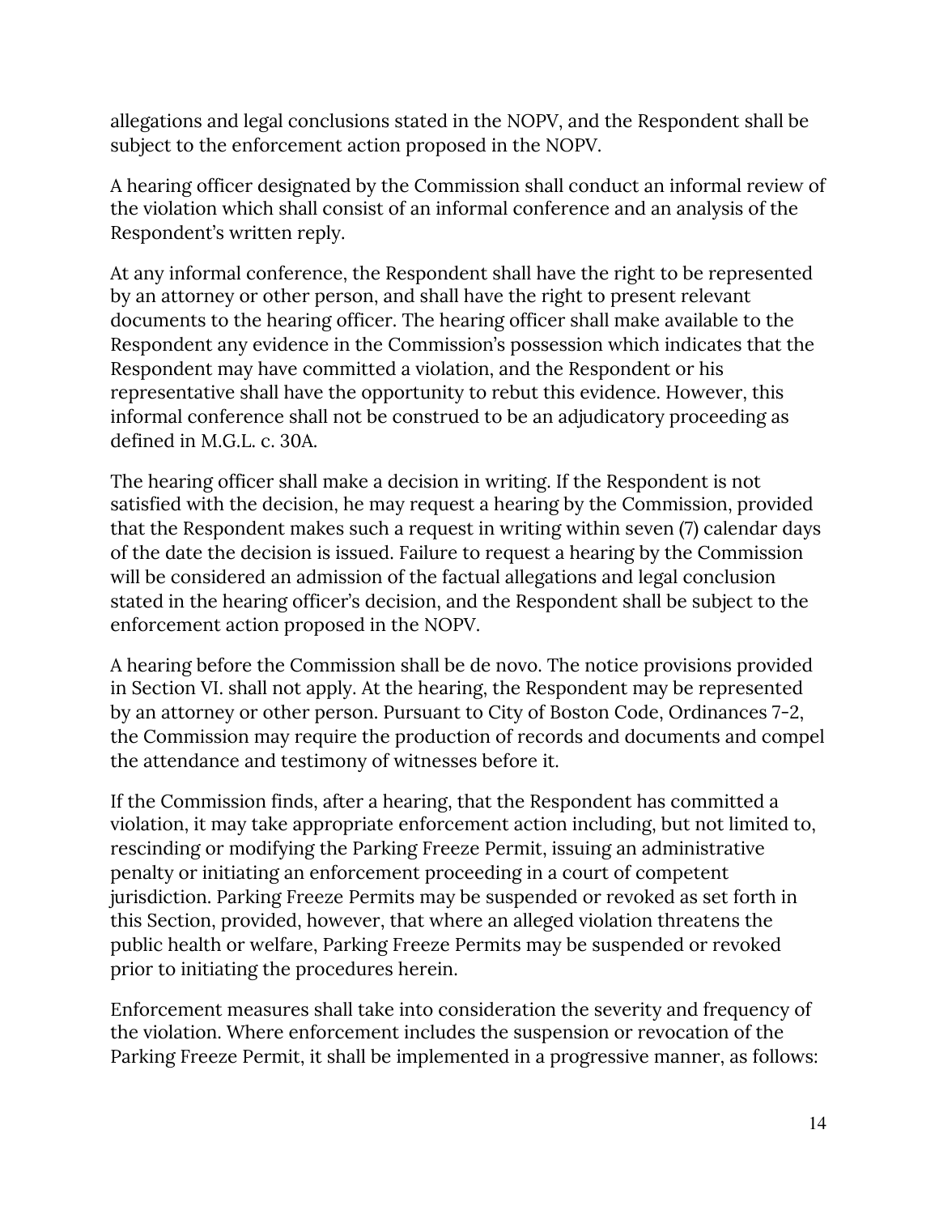allegations and legal conclusions stated in the NOPV, and the Respondent shall be subject to the enforcement action proposed in the NOPV.

A hearing officer designated by the Commission shall conduct an informal review of the violation which shall consist of an informal conference and an analysis of the Respondent's written reply.

At any informal conference, the Respondent shall have the right to be represented by an attorney or other person, and shall have the right to present relevant documents to the hearing officer. The hearing officer shall make available to the Respondent any evidence in the Commission's possession which indicates that the Respondent may have committed a violation, and the Respondent or his representative shall have the opportunity to rebut this evidence. However, this informal conference shall not be construed to be an adjudicatory proceeding as defined in M.G.L. c. 30A.

The hearing officer shall make a decision in writing. If the Respondent is not satisfied with the decision, he may request a hearing by the Commission, provided that the Respondent makes such a request in writing within seven (7) calendar days of the date the decision is issued. Failure to request a hearing by the Commission will be considered an admission of the factual allegations and legal conclusion stated in the hearing officer's decision, and the Respondent shall be subject to the enforcement action proposed in the NOPV.

A hearing before the Commission shall be de novo. The notice provisions provided in Section VI. shall not apply. At the hearing, the Respondent may be represented by an attorney or other person. Pursuant to City of Boston Code, Ordinances 7-2, the Commission may require the production of records and documents and compel the attendance and testimony of witnesses before it.

If the Commission finds, after a hearing, that the Respondent has committed a violation, it may take appropriate enforcement action including, but not limited to, rescinding or modifying the Parking Freeze Permit, issuing an administrative penalty or initiating an enforcement proceeding in a court of competent jurisdiction. Parking Freeze Permits may be suspended or revoked as set forth in this Section, provided, however, that where an alleged violation threatens the public health or welfare, Parking Freeze Permits may be suspended or revoked prior to initiating the procedures herein.

Enforcement measures shall take into consideration the severity and frequency of the violation. Where enforcement includes the suspension or revocation of the Parking Freeze Permit, it shall be implemented in a progressive manner, as follows: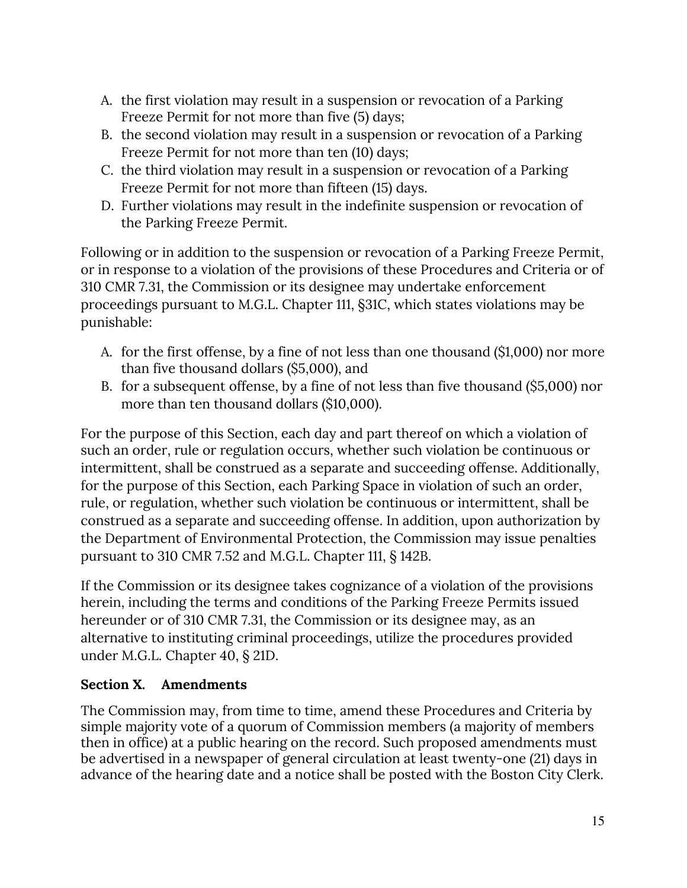A. the first violation may result in a suspension or revocation of a Parking Freeze Permit for not more than five (5) days;
B. the second violation may result in a suspension or revocation of a Parking Freeze Permit for not more than ten (10) days;
C. the third violation may result in a suspension or revocation of a Parking Freeze Permit for not more than fifteen (15) days.
D. Further violations may result in the indefinite suspension or revocation of the Parking Freeze Permit.

Following or in addition to the suspension or revocation of a Parking Freeze Permit, or in response to a violation of the provisions of these Procedures and Criteria or of 310 CMR 7.31, the Commission or its designee may undertake enforcement proceedings pursuant to M.G.L. Chapter 111, §31C, which states violations may be punishable:

A. for the first offense, by a fine of not less than one thousand ($1,000) nor more than five thousand dollars ($5,000), and
B. for a subsequent offense, by a fine of not less than five thousand ($5,000) nor more than ten thousand dollars ($10,000).

For the purpose of this Section, each day and part thereof on which a violation of such an order, rule or regulation occurs, whether such violation be continuous or intermittent, shall be construed as a separate and succeeding offense. Additionally, for the purpose of this Section, each Parking Space in violation of such an order, rule, or regulation, whether such violation be continuous or intermittent, shall be construed as a separate and succeeding offense. In addition, upon authorization by the Department of Environmental Protection, the Commission may issue penalties pursuant to 310 CMR 7.52 and M.G.L. Chapter 111, § 142B.

If the Commission or its designee takes cognizance of a violation of the provisions herein, including the terms and conditions of the Parking Freeze Permits issued hereunder or of 310 CMR 7.31, the Commission or its designee may, as an alternative to instituting criminal proceedings, utilize the procedures provided under M.G.L. Chapter 40, § 21D.

## Section X. Amendments

The Commission may, from time to time, amend these Procedures and Criteria by simple majority vote of a quorum of Commission members (a majority of members then in office) at a public hearing on the record. Such proposed amendments must be advertised in a newspaper of general circulation at least twenty-one (21) days in advance of the hearing date and a notice shall be posted with the Boston City Clerk.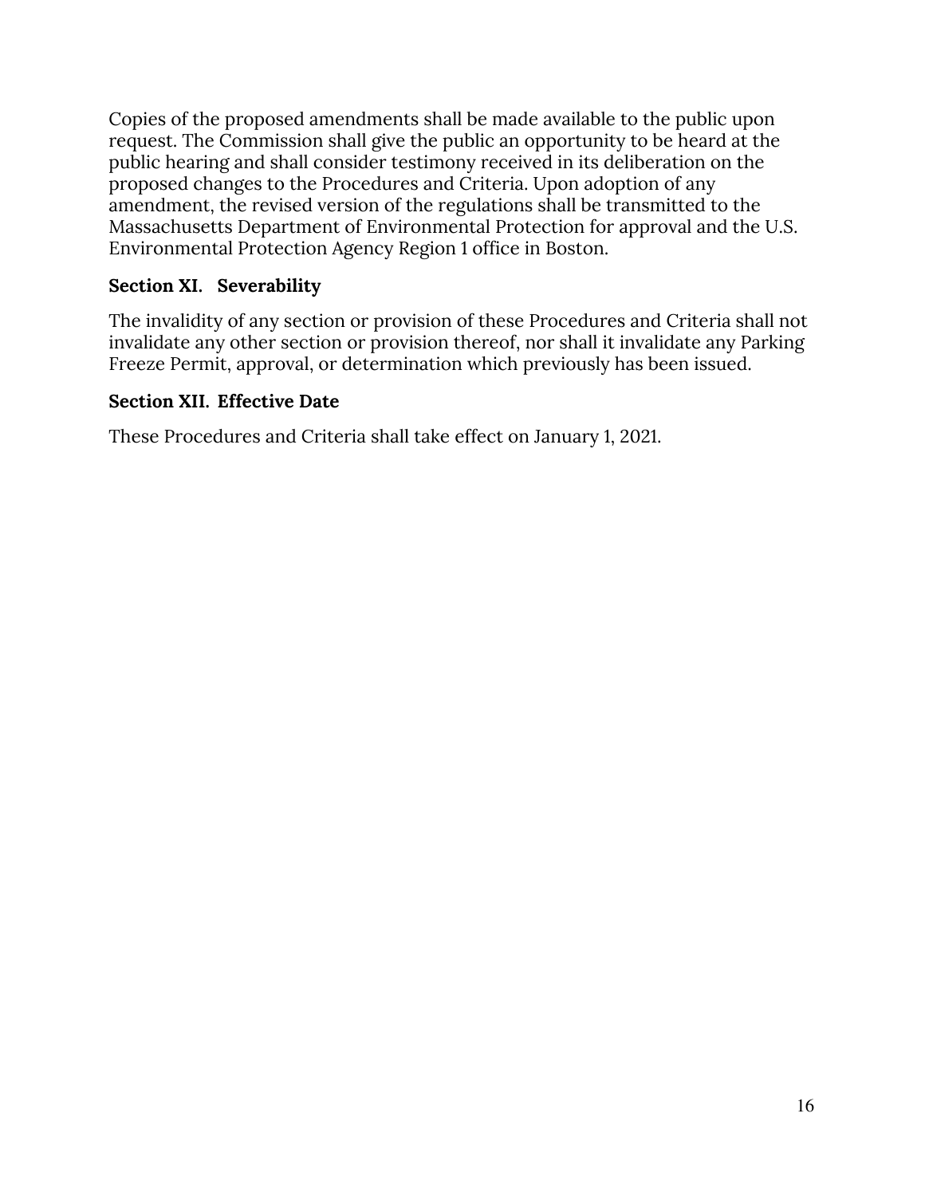Copies of the proposed amendments shall be made available to the public upon request. The Commission shall give the public an opportunity to be heard at the public hearing and shall consider testimony received in its deliberation on the proposed changes to the Procedures and Criteria. Upon adoption of any amendment, the revised version of the regulations shall be transmitted to the Massachusetts Department of Environmental Protection for approval and the U.S. Environmental Protection Agency Region 1 office in Boston.

**Section XI. Severability**

The invalidity of any section or provision of these Procedures and Criteria shall not invalidate any other section or provision thereof, nor shall it invalidate any Parking Freeze Permit, approval, or determination which previously has been issued.

**Section XII. Effective Date**

These Procedures and Criteria shall take effect on January 1, 2021.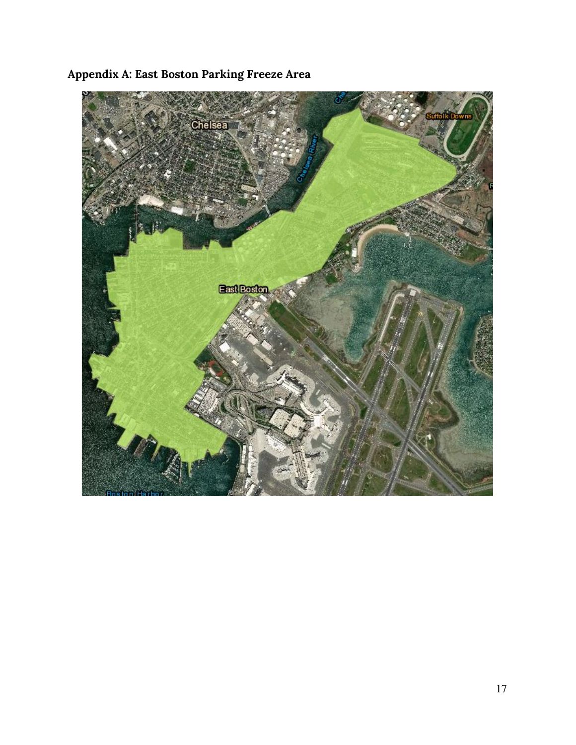## Appendix A: East Boston Parking Freeze Area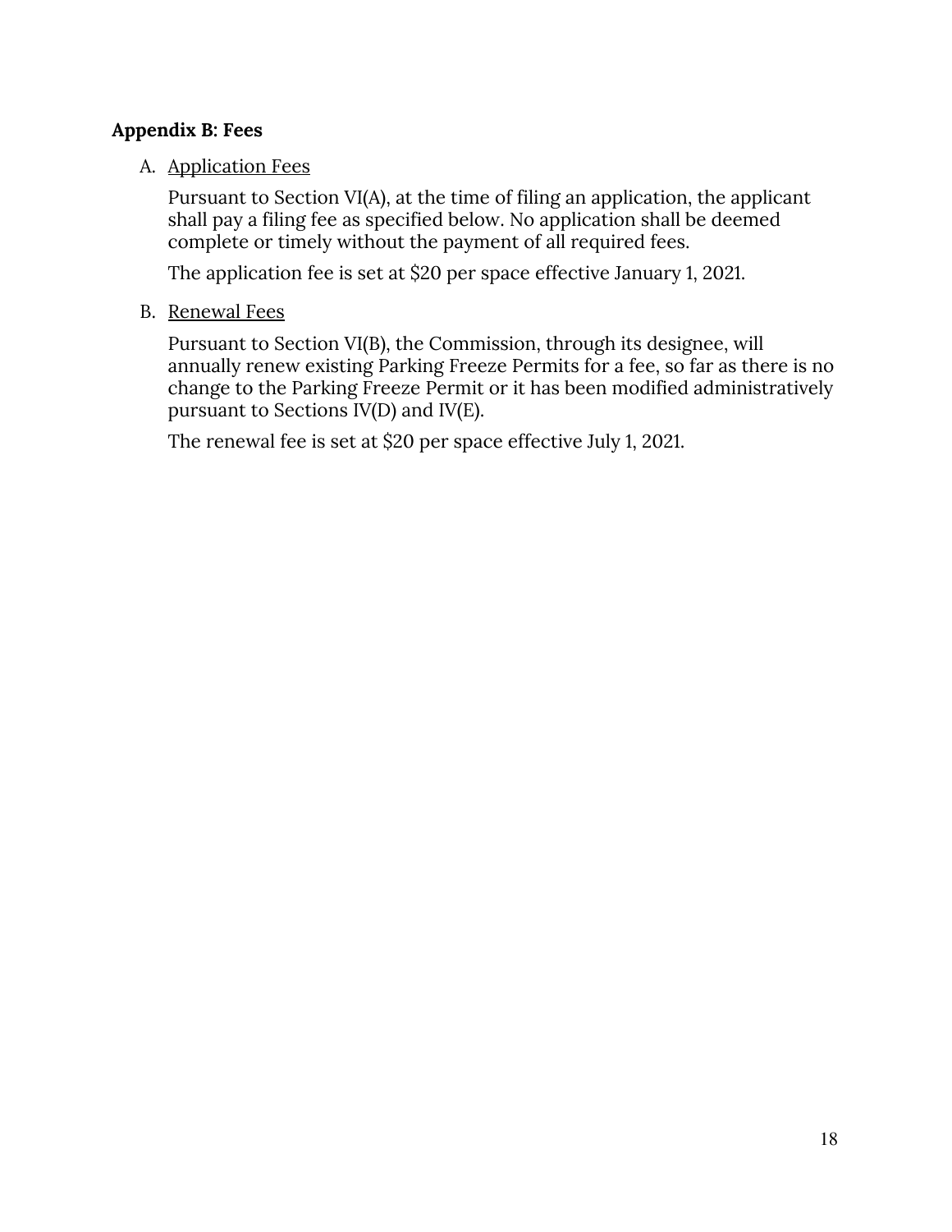**Appendix B: Fees**

A. Application Fees

Pursuant to Section VI(A), at the time of filing an application, the applicant shall pay a filing fee as specified below. No application shall be deemed complete or timely without the payment of all required fees.

The application fee is set at $20 per space effective January 1, 2021.

B. Renewal Fees

Pursuant to Section VI(B), the Commission, through its designee, will annually renew existing Parking Freeze Permits for a fee, so far as there is no change to the Parking Freeze Permit or it has been modified administratively pursuant to Sections IV(D) and IV(E).

The renewal fee is set at $20 per space effective July 1, 2021.